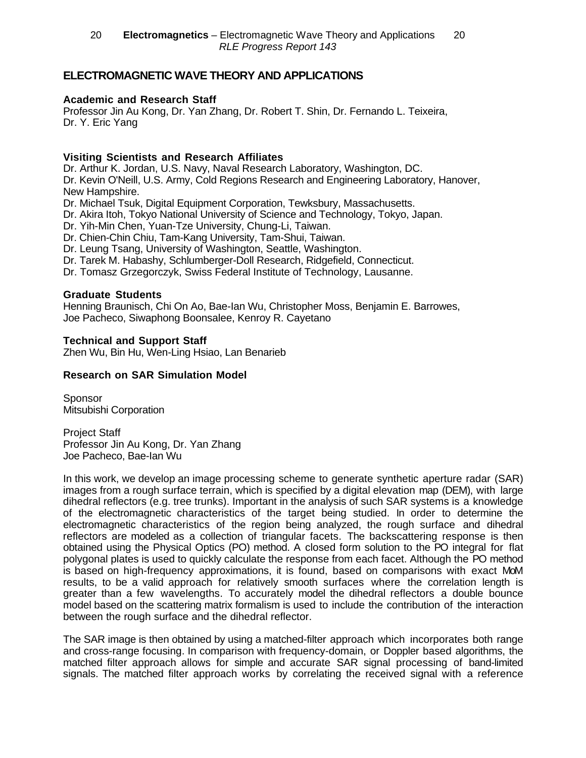# ELECTROMAGNETIC WAVE THEORY AND APPLICATIONS

**Academic and Research Staff**
Professor Jin Au Kong, Dr. Yan Zhang, Dr. Robert T. Shin, Dr. Fernando L. Teixeira, Dr. Y. Eric Yang

**Visiting Scientists and Research Affiliates**
Dr. Arthur K. Jordan, U.S. Navy, Naval Research Laboratory, Washington, DC.
Dr. Kevin O'Neill, U.S. Army, Cold Regions Research and Engineering Laboratory, Hanover, New Hampshire.
Dr. Michael Tsuk, Digital Equipment Corporation, Tewksbury, Massachusetts.
Dr. Akira Itoh, Tokyo National University of Science and Technology, Tokyo, Japan.
Dr. Yih-Min Chen, Yuan-Tze University, Chung-Li, Taiwan.
Dr. Chien-Chin Chiu, Tam-Kang University, Tam-Shui, Taiwan.
Dr. Leung Tsang, University of Washington, Seattle, Washington.
Dr. Tarek M. Habashy, Schlumberger-Doll Research, Ridgefield, Connecticut.
Dr. Tomasz Grzegorczyk, Swiss Federal Institute of Technology, Lausanne.

**Graduate Students**
Henning Braunisch, Chi On Ao, Bae-Ian Wu, Christopher Moss, Benjamin E. Barrowes, Joe Pacheco, Siwaphong Boonsalee, Kenroy R. Cayetano

**Technical and Support Staff**
Zhen Wu, Bin Hu, Wen-Ling Hsiao, Lan Benarieb

## Research on SAR Simulation Model

Sponsor
Mitsubishi Corporation

Project Staff
Professor Jin Au Kong, Dr. Yan Zhang
Joe Pacheco, Bae-Ian Wu

In this work, we develop an image processing scheme to generate synthetic aperture radar (SAR) images from a rough surface terrain, which is specified by a digital elevation map (DEM), with large dihedral reflectors (e.g. tree trunks). Important in the analysis of such SAR systems is a knowledge of the electromagnetic characteristics of the target being studied. In order to determine the electromagnetic characteristics of the region being analyzed, the rough surface and dihedral reflectors are modeled as a collection of triangular facets. The backscattering response is then obtained using the Physical Optics (PO) method. A closed form solution to the PO integral for flat polygonal plates is used to quickly calculate the response from each facet. Although the PO method is based on high-frequency approximations, it is found, based on comparisons with exact MoM results, to be a valid approach for relatively smooth surfaces where the correlation length is greater than a few wavelengths. To accurately model the dihedral reflectors a double bounce model based on the scattering matrix formalism is used to include the contribution of the interaction between the rough surface and the dihedral reflector.

The SAR image is then obtained by using a matched-filter approach which incorporates both range and cross-range focusing. In comparison with frequency-domain, or Doppler based algorithms, the matched filter approach allows for simple and accurate SAR signal processing of band-limited signals. The matched filter approach works by correlating the received signal with a reference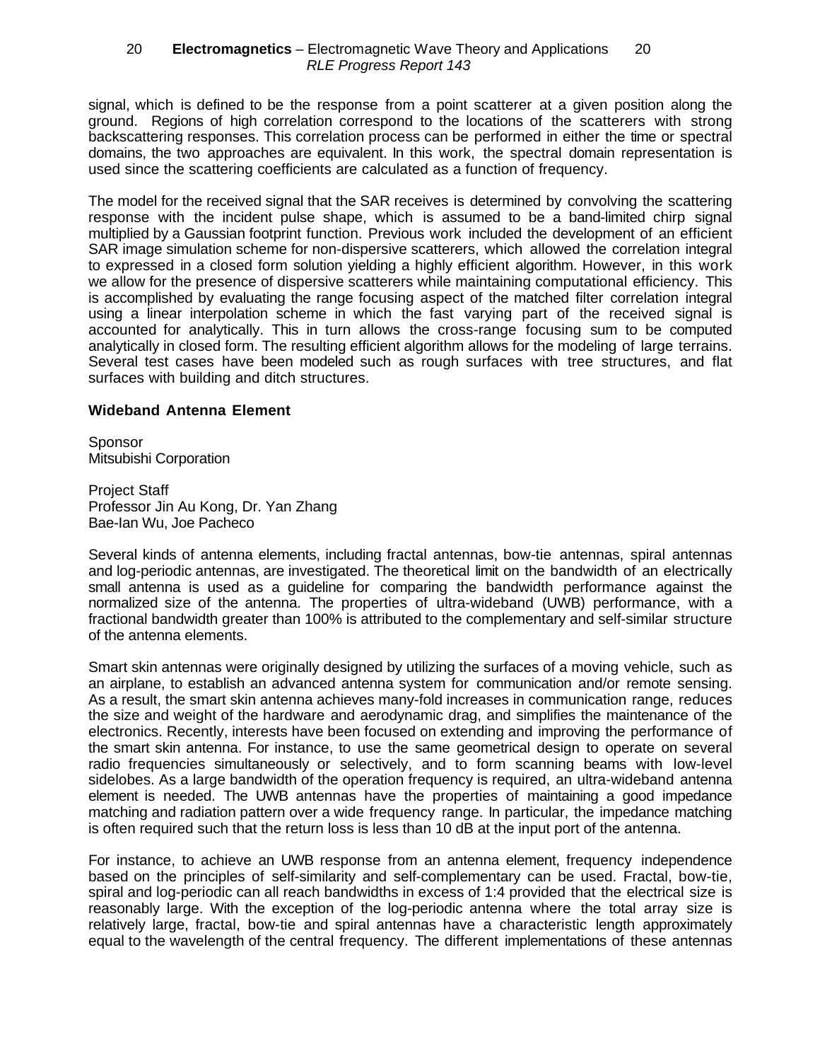signal, which is defined to be the response from a point scatterer at a given position along the ground. Regions of high correlation correspond to the locations of the scatterers with strong backscattering responses. This correlation process can be performed in either the time or spectral domains, the two approaches are equivalent. In this work, the spectral domain representation is used since the scattering coefficients are calculated as a function of frequency.

The model for the received signal that the SAR receives is determined by convolving the scattering response with the incident pulse shape, which is assumed to be a band-limited chirp signal multiplied by a Gaussian footprint function. Previous work included the development of an efficient SAR image simulation scheme for non-dispersive scatterers, which allowed the correlation integral to expressed in a closed form solution yielding a highly efficient algorithm. However, in this work we allow for the presence of dispersive scatterers while maintaining computational efficiency. This is accomplished by evaluating the range focusing aspect of the matched filter correlation integral using a linear interpolation scheme in which the fast varying part of the received signal is accounted for analytically. This in turn allows the cross-range focusing sum to be computed analytically in closed form. The resulting efficient algorithm allows for the modeling of large terrains. Several test cases have been modeled such as rough surfaces with tree structures, and flat surfaces with building and ditch structures.

### Wideband Antenna Element

Sponsor
Mitsubishi Corporation

Project Staff
Professor Jin Au Kong, Dr. Yan Zhang
Bae-Ian Wu, Joe Pacheco

Several kinds of antenna elements, including fractal antennas, bow-tie antennas, spiral antennas and log-periodic antennas, are investigated. The theoretical limit on the bandwidth of an electrically small antenna is used as a guideline for comparing the bandwidth performance against the normalized size of the antenna. The properties of ultra-wideband (UWB) performance, with a fractional bandwidth greater than 100% is attributed to the complementary and self-similar structure of the antenna elements.

Smart skin antennas were originally designed by utilizing the surfaces of a moving vehicle, such as an airplane, to establish an advanced antenna system for communication and/or remote sensing. As a result, the smart skin antenna achieves many-fold increases in communication range, reduces the size and weight of the hardware and aerodynamic drag, and simplifies the maintenance of the electronics. Recently, interests have been focused on extending and improving the performance of the smart skin antenna. For instance, to use the same geometrical design to operate on several radio frequencies simultaneously or selectively, and to form scanning beams with low-level sidelobes. As a large bandwidth of the operation frequency is required, an ultra-wideband antenna element is needed. The UWB antennas have the properties of maintaining a good impedance matching and radiation pattern over a wide frequency range. In particular, the impedance matching is often required such that the return loss is less than 10 dB at the input port of the antenna.

For instance, to achieve an UWB response from an antenna element, frequency independence based on the principles of self-similarity and self-complementary can be used. Fractal, bow-tie, spiral and log-periodic can all reach bandwidths in excess of 1:4 provided that the electrical size is reasonably large. With the exception of the log-periodic antenna where the total array size is relatively large, fractal, bow-tie and spiral antennas have a characteristic length approximately equal to the wavelength of the central frequency. The different implementations of these antennas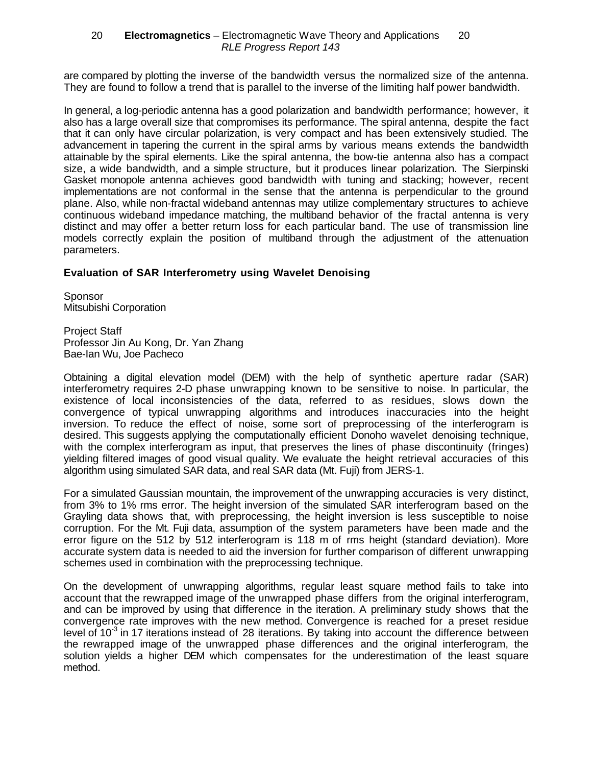are compared by plotting the inverse of the bandwidth versus the normalized size of the antenna. They are found to follow a trend that is parallel to the inverse of the limiting half power bandwidth.

In general, a log-periodic antenna has a good polarization and bandwidth performance; however, it also has a large overall size that compromises its performance. The spiral antenna, despite the fact that it can only have circular polarization, is very compact and has been extensively studied. The advancement in tapering the current in the spiral arms by various means extends the bandwidth attainable by the spiral elements. Like the spiral antenna, the bow-tie antenna also has a compact size, a wide bandwidth, and a simple structure, but it produces linear polarization. The Sierpinski Gasket monopole antenna achieves good bandwidth with tuning and stacking; however, recent implementations are not conformal in the sense that the antenna is perpendicular to the ground plane. Also, while non-fractal wideband antennas may utilize complementary structures to achieve continuous wideband impedance matching, the multiband behavior of the fractal antenna is very distinct and may offer a better return loss for each particular band. The use of transmission line models correctly explain the position of multiband through the adjustment of the attenuation parameters.

### Evaluation of SAR Interferometry using Wavelet Denoising

Sponsor
Mitsubishi Corporation

Project Staff
Professor Jin Au Kong, Dr. Yan Zhang
Bae-Ian Wu, Joe Pacheco

Obtaining a digital elevation model (DEM) with the help of synthetic aperture radar (SAR) interferometry requires 2-D phase unwrapping known to be sensitive to noise. In particular, the existence of local inconsistencies of the data, referred to as residues, slows down the convergence of typical unwrapping algorithms and introduces inaccuracies into the height inversion. To reduce the effect of noise, some sort of preprocessing of the interferogram is desired. This suggests applying the computationally efficient Donoho wavelet denoising technique, with the complex interferogram as input, that preserves the lines of phase discontinuity (fringes) yielding filtered images of good visual quality. We evaluate the height retrieval accuracies of this algorithm using simulated SAR data, and real SAR data (Mt. Fuji) from JERS-1.

For a simulated Gaussian mountain, the improvement of the unwrapping accuracies is very distinct, from 3% to 1% rms error. The height inversion of the simulated SAR interferogram based on the Grayling data shows that, with preprocessing, the height inversion is less susceptible to noise corruption. For the Mt. Fuji data, assumption of the system parameters have been made and the error figure on the 512 by 512 interferogram is 118 m of rms height (standard deviation). More accurate system data is needed to aid the inversion for further comparison of different unwrapping schemes used in combination with the preprocessing technique.

On the development of unwrapping algorithms, regular least square method fails to take into account that the rewrapped image of the unwrapped phase differs from the original interferogram, and can be improved by using that difference in the iteration. A preliminary study shows that the convergence rate improves with the new method. Convergence is reached for a preset residue level of $10^{-3}$ in 17 iterations instead of 28 iterations. By taking into account the difference between the rewrapped image of the unwrapped phase differences and the original interferogram, the solution yields a higher DEM which compensates for the underestimation of the least square method.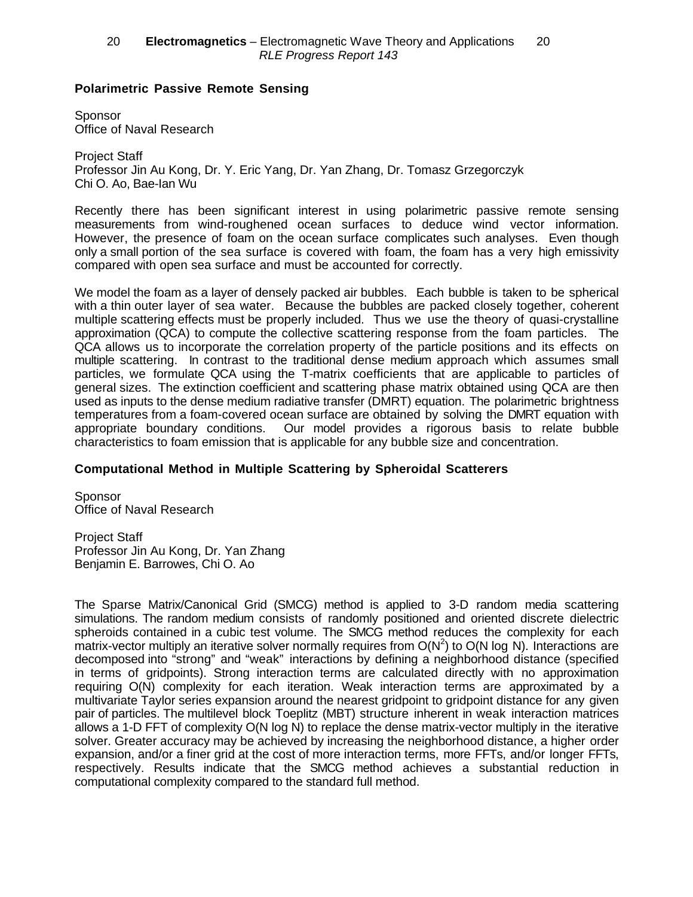### Polarimetric Passive Remote Sensing

Sponsor
Office of Naval Research

Project Staff
Professor Jin Au Kong, Dr. Y. Eric Yang, Dr. Yan Zhang, Dr. Tomasz Grzegorczyk
Chi O. Ao, Bae-Ian Wu

Recently there has been significant interest in using polarimetric passive remote sensing measurements from wind-roughened ocean surfaces to deduce wind vector information. However, the presence of foam on the ocean surface complicates such analyses. Even though only a small portion of the sea surface is covered with foam, the foam has a very high emissivity compared with open sea surface and must be accounted for correctly.

We model the foam as a layer of densely packed air bubbles. Each bubble is taken to be spherical with a thin outer layer of sea water. Because the bubbles are packed closely together, coherent multiple scattering effects must be properly included. Thus we use the theory of quasi-crystalline approximation (QCA) to compute the collective scattering response from the foam particles. The QCA allows us to incorporate the correlation property of the particle positions and its effects on multiple scattering. In contrast to the traditional dense medium approach which assumes small particles, we formulate QCA using the T-matrix coefficients that are applicable to particles of general sizes. The extinction coefficient and scattering phase matrix obtained using QCA are then used as inputs to the dense medium radiative transfer (DMRT) equation. The polarimetric brightness temperatures from a foam-covered ocean surface are obtained by solving the DMRT equation with appropriate boundary conditions. Our model provides a rigorous basis to relate bubble characteristics to foam emission that is applicable for any bubble size and concentration.

### Computational Method in Multiple Scattering by Spheroidal Scatterers

Sponsor
Office of Naval Research

Project Staff
Professor Jin Au Kong, Dr. Yan Zhang
Benjamin E. Barrowes, Chi O. Ao

The Sparse Matrix/Canonical Grid (SMCG) method is applied to 3-D random media scattering simulations. The random medium consists of randomly positioned and oriented discrete dielectric spheroids contained in a cubic test volume. The SMCG method reduces the complexity for each matrix-vector multiply an iterative solver normally requires from $O(N^2)$ to $O(N \log N)$. Interactions are decomposed into "strong" and "weak" interactions by defining a neighborhood distance (specified in terms of gridpoints). Strong interaction terms are calculated directly with no approximation requiring $O(N)$ complexity for each iteration. Weak interaction terms are approximated by a multivariate Taylor series expansion around the nearest gridpoint to gridpoint distance for any given pair of particles. The multilevel block Toeplitz (MBT) structure inherent in weak interaction matrices allows a 1-D FFT of complexity $O(N \log N)$ to replace the dense matrix-vector multiply in the iterative solver. Greater accuracy may be achieved by increasing the neighborhood distance, a higher order expansion, and/or a finer grid at the cost of more interaction terms, more FFTs, and/or longer FFTs, respectively. Results indicate that the SMCG method achieves a substantial reduction in computational complexity compared to the standard full method.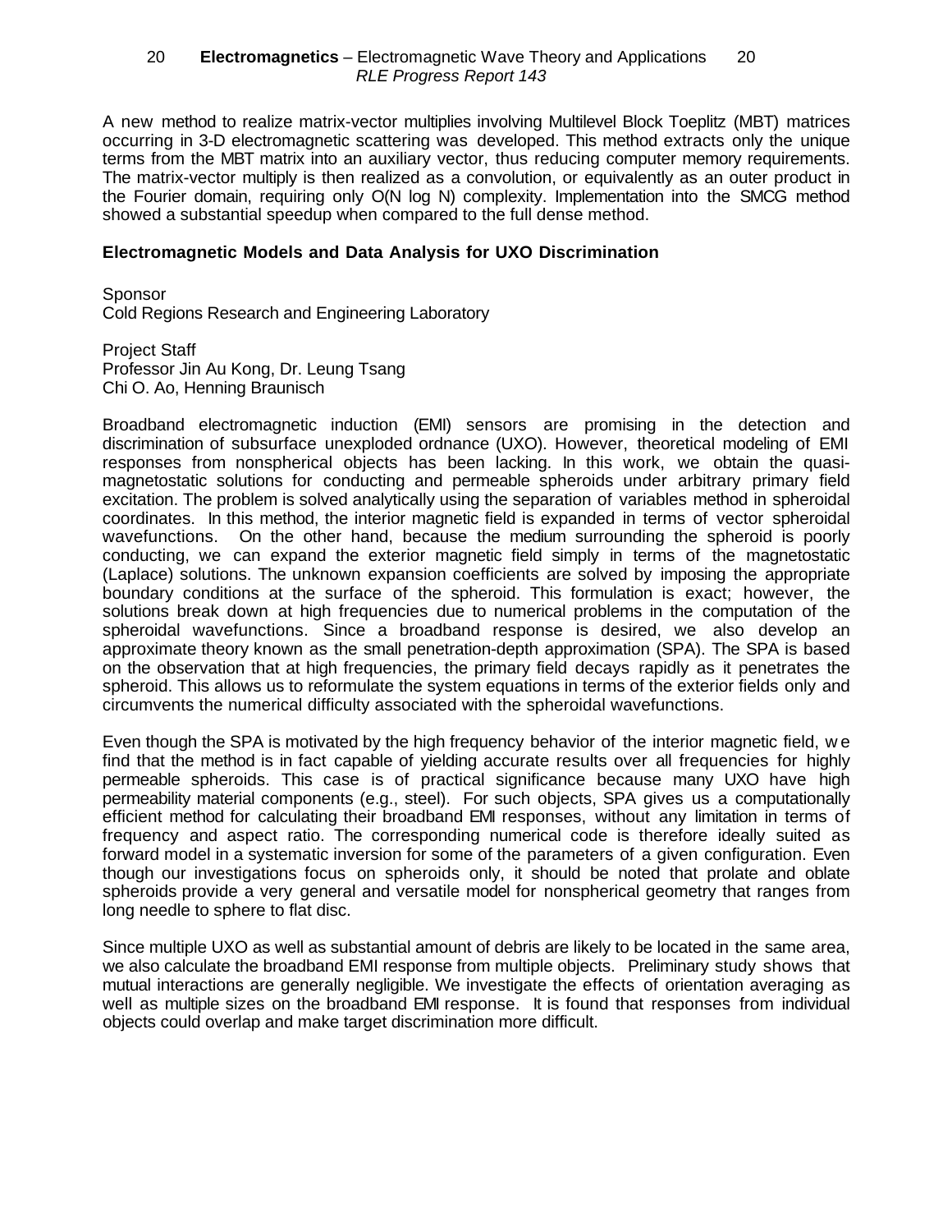A new method to realize matrix-vector multiplies involving Multilevel Block Toeplitz (MBT) matrices occurring in 3-D electromagnetic scattering was developed. This method extracts only the unique terms from the MBT matrix into an auxiliary vector, thus reducing computer memory requirements. The matrix-vector multiply is then realized as a convolution, or equivalently as an outer product in the Fourier domain, requiring only O(N log N) complexity. Implementation into the SMCG method showed a substantial speedup when compared to the full dense method.

### Electromagnetic Models and Data Analysis for UXO Discrimination

Sponsor
Cold Regions Research and Engineering Laboratory

Project Staff
Professor Jin Au Kong, Dr. Leung Tsang
Chi O. Ao, Henning Braunisch

Broadband electromagnetic induction (EMI) sensors are promising in the detection and discrimination of subsurface unexploded ordnance (UXO). However, theoretical modeling of EMI responses from nonspherical objects has been lacking. In this work, we obtain the quasi-magnetostatic solutions for conducting and permeable spheroids under arbitrary primary field excitation. The problem is solved analytically using the separation of variables method in spheroidal coordinates. In this method, the interior magnetic field is expanded in terms of vector spheroidal wavefunctions. On the other hand, because the medium surrounding the spheroid is poorly conducting, we can expand the exterior magnetic field simply in terms of the magnetostatic (Laplace) solutions. The unknown expansion coefficients are solved by imposing the appropriate boundary conditions at the surface of the spheroid. This formulation is exact; however, the solutions break down at high frequencies due to numerical problems in the computation of the spheroidal wavefunctions. Since a broadband response is desired, we also develop an approximate theory known as the small penetration-depth approximation (SPA). The SPA is based on the observation that at high frequencies, the primary field decays rapidly as it penetrates the spheroid. This allows us to reformulate the system equations in terms of the exterior fields only and circumvents the numerical difficulty associated with the spheroidal wavefunctions.

Even though the SPA is motivated by the high frequency behavior of the interior magnetic field, we find that the method is in fact capable of yielding accurate results over all frequencies for highly permeable spheroids. This case is of practical significance because many UXO have high permeability material components (e.g., steel). For such objects, SPA gives us a computationally efficient method for calculating their broadband EMI responses, without any limitation in terms of frequency and aspect ratio. The corresponding numerical code is therefore ideally suited as forward model in a systematic inversion for some of the parameters of a given configuration. Even though our investigations focus on spheroids only, it should be noted that prolate and oblate spheroids provide a very general and versatile model for nonspherical geometry that ranges from long needle to sphere to flat disc.

Since multiple UXO as well as substantial amount of debris are likely to be located in the same area, we also calculate the broadband EMI response from multiple objects. Preliminary study shows that mutual interactions are generally negligible. We investigate the effects of orientation averaging as well as multiple sizes on the broadband EMI response. It is found that responses from individual objects could overlap and make target discrimination more difficult.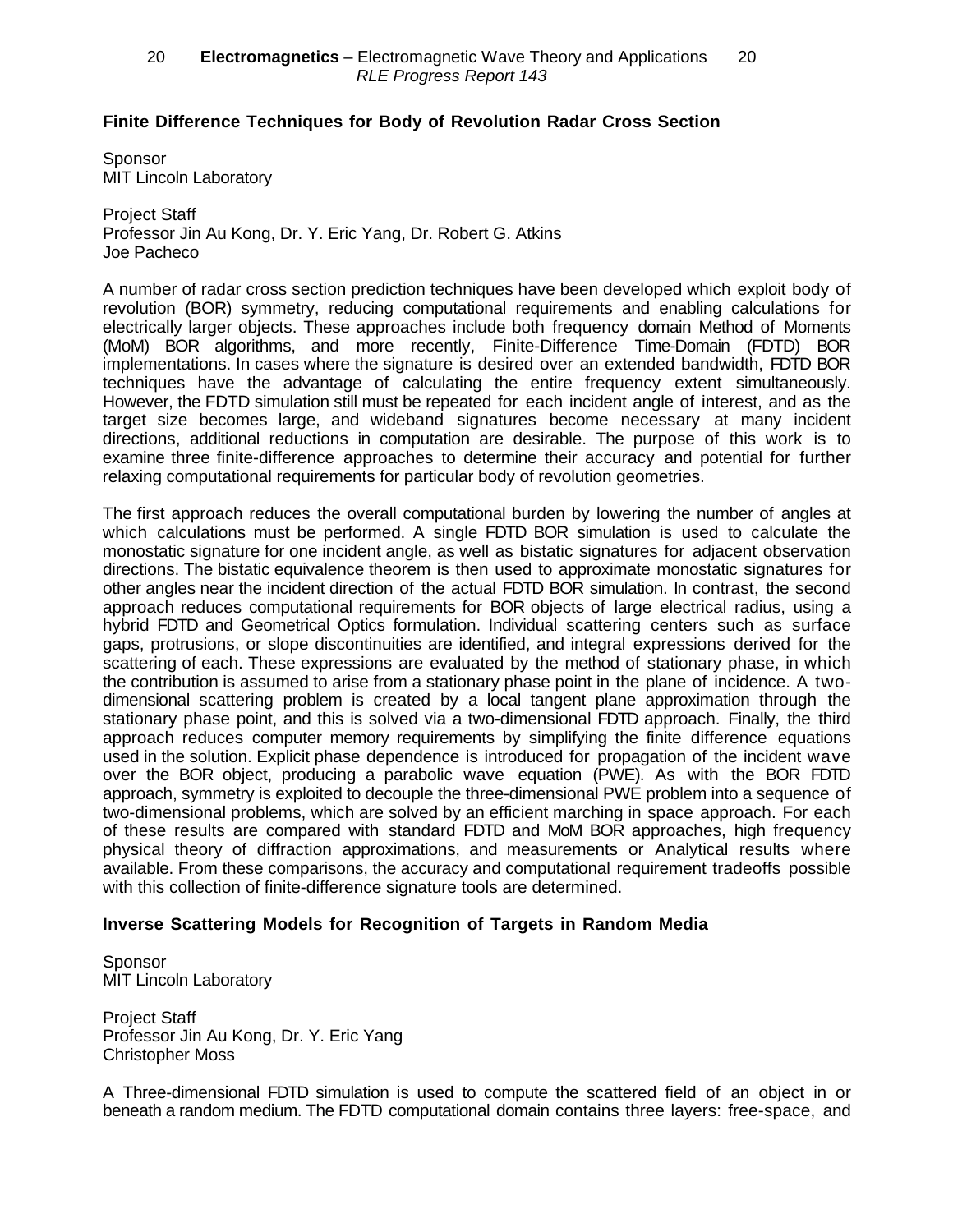### Finite Difference Techniques for Body of Revolution Radar Cross Section

Sponsor
MIT Lincoln Laboratory

Project Staff
Professor Jin Au Kong, Dr. Y. Eric Yang, Dr. Robert G. Atkins
Joe Pacheco

A number of radar cross section prediction techniques have been developed which exploit body of revolution (BOR) symmetry, reducing computational requirements and enabling calculations for electrically larger objects. These approaches include both frequency domain Method of Moments (MoM) BOR algorithms, and more recently, Finite-Difference Time-Domain (FDTD) BOR implementations. In cases where the signature is desired over an extended bandwidth, FDTD BOR techniques have the advantage of calculating the entire frequency extent simultaneously. However, the FDTD simulation still must be repeated for each incident angle of interest, and as the target size becomes large, and wideband signatures become necessary at many incident directions, additional reductions in computation are desirable. The purpose of this work is to examine three finite-difference approaches to determine their accuracy and potential for further relaxing computational requirements for particular body of revolution geometries.

The first approach reduces the overall computational burden by lowering the number of angles at which calculations must be performed. A single FDTD BOR simulation is used to calculate the monostatic signature for one incident angle, as well as bistatic signatures for adjacent observation directions. The bistatic equivalence theorem is then used to approximate monostatic signatures for other angles near the incident direction of the actual FDTD BOR simulation. In contrast, the second approach reduces computational requirements for BOR objects of large electrical radius, using a hybrid FDTD and Geometrical Optics formulation. Individual scattering centers such as surface gaps, protrusions, or slope discontinuities are identified, and integral expressions derived for the scattering of each. These expressions are evaluated by the method of stationary phase, in which the contribution is assumed to arise from a stationary phase point in the plane of incidence. A two-dimensional scattering problem is created by a local tangent plane approximation through the stationary phase point, and this is solved via a two-dimensional FDTD approach. Finally, the third approach reduces computer memory requirements by simplifying the finite difference equations used in the solution. Explicit phase dependence is introduced for propagation of the incident wave over the BOR object, producing a parabolic wave equation (PWE). As with the BOR FDTD approach, symmetry is exploited to decouple the three-dimensional PWE problem into a sequence of two-dimensional problems, which are solved by an efficient marching in space approach. For each of these results are compared with standard FDTD and MoM BOR approaches, high frequency physical theory of diffraction approximations, and measurements or Analytical results where available. From these comparisons, the accuracy and computational requirement tradeoffs possible with this collection of finite-difference signature tools are determined.

### Inverse Scattering Models for Recognition of Targets in Random Media

Sponsor
MIT Lincoln Laboratory

Project Staff
Professor Jin Au Kong, Dr. Y. Eric Yang
Christopher Moss

A Three-dimensional FDTD simulation is used to compute the scattered field of an object in or beneath a random medium. The FDTD computational domain contains three layers: free-space, and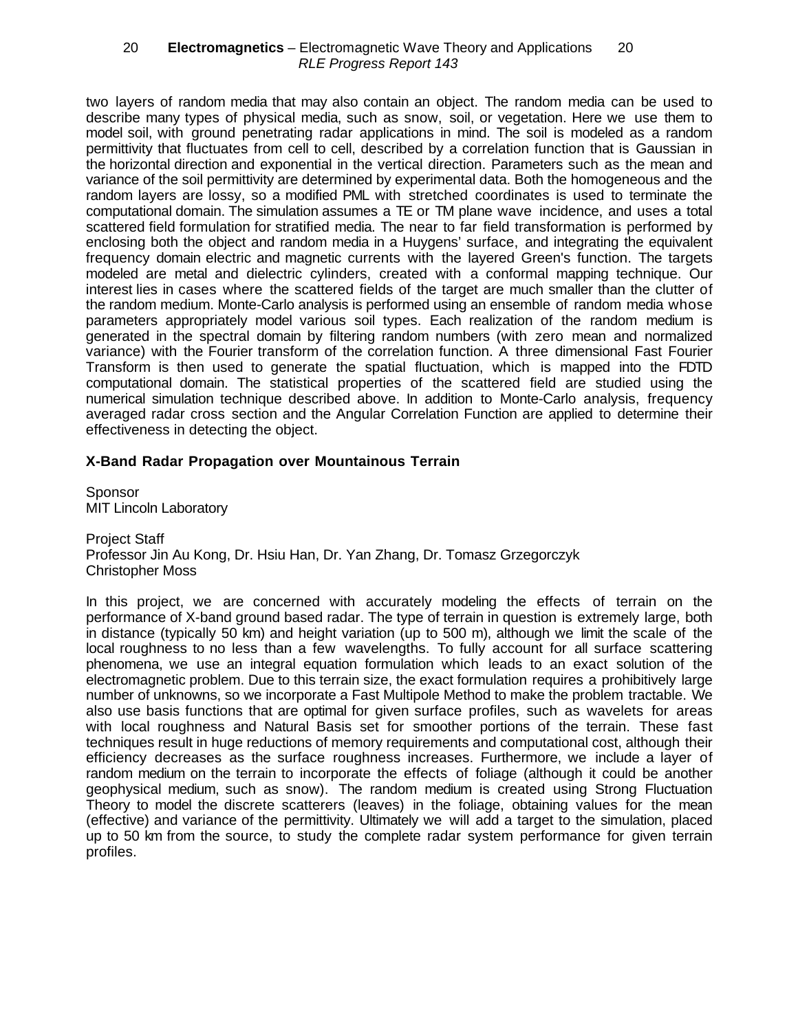two layers of random media that may also contain an object. The random media can be used to describe many types of physical media, such as snow, soil, or vegetation. Here we use them to model soil, with ground penetrating radar applications in mind. The soil is modeled as a random permittivity that fluctuates from cell to cell, described by a correlation function that is Gaussian in the horizontal direction and exponential in the vertical direction. Parameters such as the mean and variance of the soil permittivity are determined by experimental data. Both the homogeneous and the random layers are lossy, so a modified PML with stretched coordinates is used to terminate the computational domain. The simulation assumes a TE or TM plane wave incidence, and uses a total scattered field formulation for stratified media. The near to far field transformation is performed by enclosing both the object and random media in a Huygens' surface, and integrating the equivalent frequency domain electric and magnetic currents with the layered Green's function. The targets modeled are metal and dielectric cylinders, created with a conformal mapping technique. Our interest lies in cases where the scattered fields of the target are much smaller than the clutter of the random medium. Monte-Carlo analysis is performed using an ensemble of random media whose parameters appropriately model various soil types. Each realization of the random medium is generated in the spectral domain by filtering random numbers (with zero mean and normalized variance) with the Fourier transform of the correlation function. A three dimensional Fast Fourier Transform is then used to generate the spatial fluctuation, which is mapped into the FDTD computational domain. The statistical properties of the scattered field are studied using the numerical simulation technique described above. In addition to Monte-Carlo analysis, frequency averaged radar cross section and the Angular Correlation Function are applied to determine their effectiveness in detecting the object.

### X-Band Radar Propagation over Mountainous Terrain

Sponsor
MIT Lincoln Laboratory

Project Staff
Professor Jin Au Kong, Dr. Hsiu Han, Dr. Yan Zhang, Dr. Tomasz Grzegorczyk
Christopher Moss

In this project, we are concerned with accurately modeling the effects of terrain on the performance of X-band ground based radar. The type of terrain in question is extremely large, both in distance (typically 50 km) and height variation (up to 500 m), although we limit the scale of the local roughness to no less than a few wavelengths. To fully account for all surface scattering phenomena, we use an integral equation formulation which leads to an exact solution of the electromagnetic problem. Due to this terrain size, the exact formulation requires a prohibitively large number of unknowns, so we incorporate a Fast Multipole Method to make the problem tractable. We also use basis functions that are optimal for given surface profiles, such as wavelets for areas with local roughness and Natural Basis set for smoother portions of the terrain. These fast techniques result in huge reductions of memory requirements and computational cost, although their efficiency decreases as the surface roughness increases. Furthermore, we include a layer of random medium on the terrain to incorporate the effects of foliage (although it could be another geophysical medium, such as snow). The random medium is created using Strong Fluctuation Theory to model the discrete scatterers (leaves) in the foliage, obtaining values for the mean (effective) and variance of the permittivity. Ultimately we will add a target to the simulation, placed up to 50 km from the source, to study the complete radar system performance for given terrain profiles.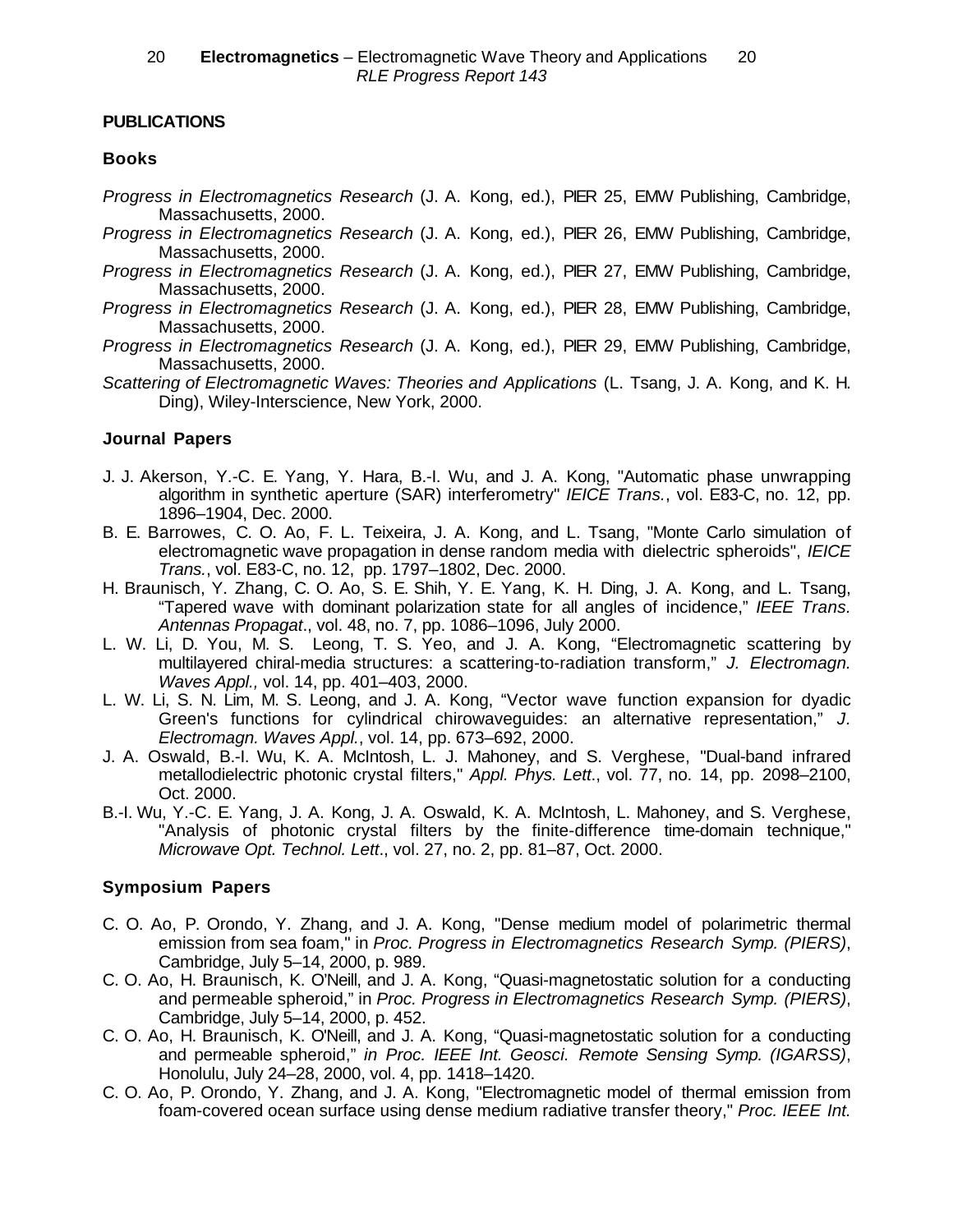## PUBLICATIONS

### Books

*Progress in Electromagnetics Research* (J. A. Kong, ed.), PIER 25, EMW Publishing, Cambridge, Massachusetts, 2000.

*Progress in Electromagnetics Research* (J. A. Kong, ed.), PIER 26, EMW Publishing, Cambridge, Massachusetts, 2000.

*Progress in Electromagnetics Research* (J. A. Kong, ed.), PIER 27, EMW Publishing, Cambridge, Massachusetts, 2000.

*Progress in Electromagnetics Research* (J. A. Kong, ed.), PIER 28, EMW Publishing, Cambridge, Massachusetts, 2000.

*Progress in Electromagnetics Research* (J. A. Kong, ed.), PIER 29, EMW Publishing, Cambridge, Massachusetts, 2000.

*Scattering of Electromagnetic Waves: Theories and Applications* (L. Tsang, J. A. Kong, and K. H. Ding), Wiley-Interscience, New York, 2000.

### Journal Papers

J. J. Akerson, Y.-C. E. Yang, Y. Hara, B.-I. Wu, and J. A. Kong, "Automatic phase unwrapping algorithm in synthetic aperture (SAR) interferometry" *IEICE Trans.*, vol. E83-C, no. 12, pp. 1896–1904, Dec. 2000.

B. E. Barrowes, C. O. Ao, F. L. Teixeira, J. A. Kong, and L. Tsang, "Monte Carlo simulation of electromagnetic wave propagation in dense random media with dielectric spheroids", *IEICE Trans.*, vol. E83-C, no. 12, pp. 1797–1802, Dec. 2000.

H. Braunisch, Y. Zhang, C. O. Ao, S. E. Shih, Y. E. Yang, K. H. Ding, J. A. Kong, and L. Tsang, "Tapered wave with dominant polarization state for all angles of incidence," *IEEE Trans. Antennas Propagat.*, vol. 48, no. 7, pp. 1086–1096, July 2000.

L. W. Li, D. You, M. S. Leong, T. S. Yeo, and J. A. Kong, "Electromagnetic scattering by multilayered chiral-media structures: a scattering-to-radiation transform," *J. Electromagn. Waves Appl.,* vol. 14, pp. 401–403, 2000.

L. W. Li, S. N. Lim, M. S. Leong, and J. A. Kong, "Vector wave function expansion for dyadic Green's functions for cylindrical chirowaveguides: an alternative representation," *J. Electromagn. Waves Appl.*, vol. 14, pp. 673–692, 2000.

J. A. Oswald, B.-I. Wu, K. A. McIntosh, L. J. Mahoney, and S. Verghese, "Dual-band infrared metallodielectric photonic crystal filters," *Appl. Phys. Lett*., vol. 77, no. 14, pp. 2098–2100, Oct. 2000.

B.-I. Wu, Y.-C. E. Yang, J. A. Kong, J. A. Oswald, K. A. McIntosh, L. Mahoney, and S. Verghese, "Analysis of photonic crystal filters by the finite-difference time-domain technique," *Microwave Opt. Technol. Lett*., vol. 27, no. 2, pp. 81–87, Oct. 2000.

### Symposium Papers

C. O. Ao, P. Orondo, Y. Zhang, and J. A. Kong, "Dense medium model of polarimetric thermal emission from sea foam," in *Proc. Progress in Electromagnetics Research Symp. (PIERS)*, Cambridge, July 5–14, 2000, p. 989.

C. O. Ao, H. Braunisch, K. O'Neill, and J. A. Kong, "Quasi-magnetostatic solution for a conducting and permeable spheroid," in *Proc. Progress in Electromagnetics Research Symp. (PIERS)*, Cambridge, July 5–14, 2000, p. 452.

C. O. Ao, H. Braunisch, K. O'Neill, and J. A. Kong, "Quasi-magnetostatic solution for a conducting and permeable spheroid," *in Proc. IEEE Int. Geosci. Remote Sensing Symp. (IGARSS)*, Honolulu, July 24–28, 2000, vol. 4, pp. 1418–1420.

C. O. Ao, P. Orondo, Y. Zhang, and J. A. Kong, "Electromagnetic model of thermal emission from foam-covered ocean surface using dense medium radiative transfer theory," *Proc. IEEE Int.*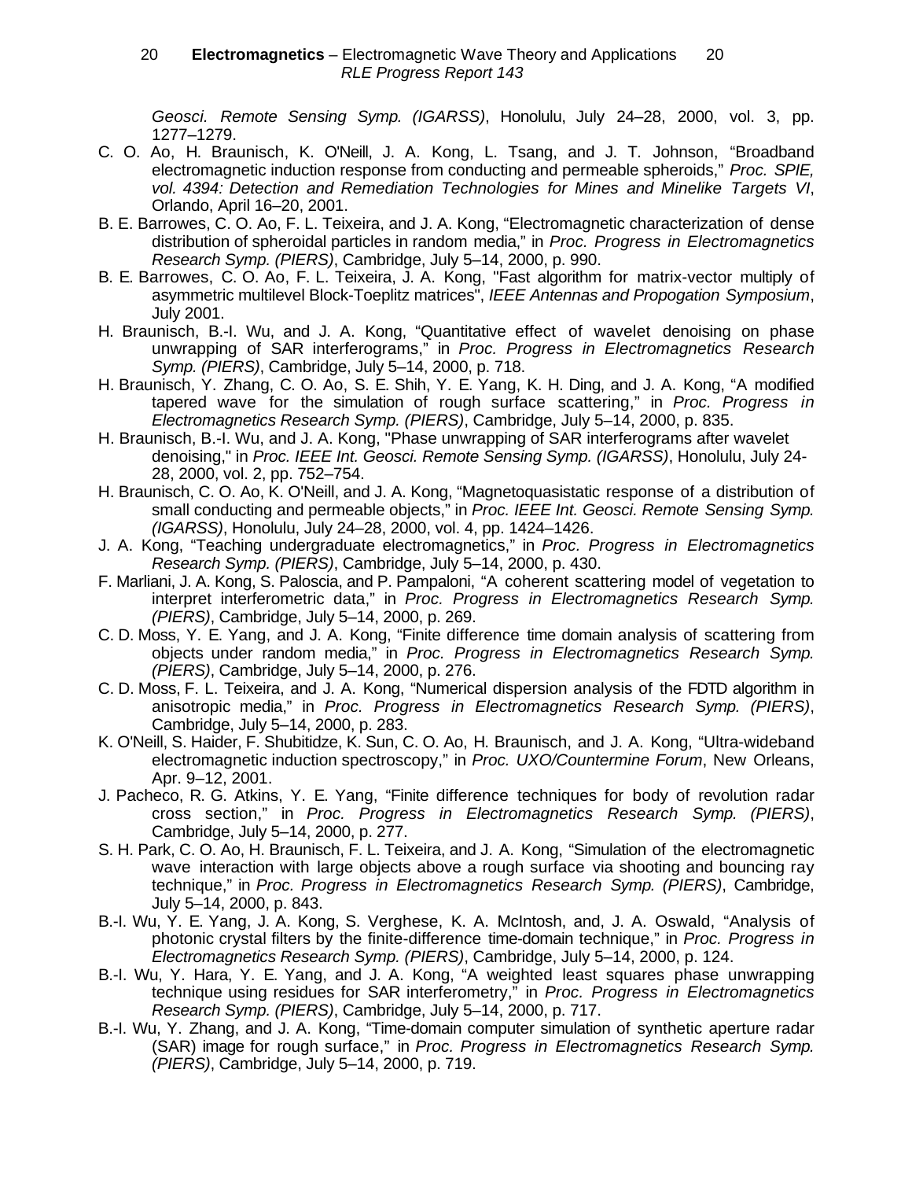*Geosci. Remote Sensing Symp. (IGARSS)*, Honolulu, July 24–28, 2000, vol. 3, pp. 1277–1279.

C. O. Ao, H. Braunisch, K. O'Neill, J. A. Kong, L. Tsang, and J. T. Johnson, "Broadband electromagnetic induction response from conducting and permeable spheroids," *Proc. SPIE, vol. 4394: Detection and Remediation Technologies for Mines and Minelike Targets VI*, Orlando, April 16–20, 2001.

B. E. Barrowes, C. O. Ao, F. L. Teixeira, and J. A. Kong, "Electromagnetic characterization of dense distribution of spheroidal particles in random media," in *Proc. Progress in Electromagnetics Research Symp. (PIERS)*, Cambridge, July 5–14, 2000, p. 990.

B. E. Barrowes, C. O. Ao, F. L. Teixeira, J. A. Kong, "Fast algorithm for matrix-vector multiply of asymmetric multilevel Block-Toeplitz matrices", *IEEE Antennas and Propogation Symposium*, July 2001.

H. Braunisch, B.-I. Wu, and J. A. Kong, "Quantitative effect of wavelet denoising on phase unwrapping of SAR interferograms," in *Proc. Progress in Electromagnetics Research Symp. (PIERS)*, Cambridge, July 5–14, 2000, p. 718.

H. Braunisch, Y. Zhang, C. O. Ao, S. E. Shih, Y. E. Yang, K. H. Ding, and J. A. Kong, "A modified tapered wave for the simulation of rough surface scattering," in *Proc. Progress in Electromagnetics Research Symp. (PIERS)*, Cambridge, July 5–14, 2000, p. 835.

H. Braunisch, B.-I. Wu, and J. A. Kong, "Phase unwrapping of SAR interferograms after wavelet denoising," in *Proc. IEEE Int. Geosci. Remote Sensing Symp. (IGARSS)*, Honolulu, July 24-28, 2000, vol. 2, pp. 752–754.

H. Braunisch, C. O. Ao, K. O'Neill, and J. A. Kong, "Magnetoquasistatic response of a distribution of small conducting and permeable objects," in *Proc. IEEE Int. Geosci. Remote Sensing Symp. (IGARSS)*, Honolulu, July 24–28, 2000, vol. 4, pp. 1424–1426.

J. A. Kong, "Teaching undergraduate electromagnetics," in *Proc. Progress in Electromagnetics Research Symp. (PIERS)*, Cambridge, July 5–14, 2000, p. 430.

F. Marliani, J. A. Kong, S. Paloscia, and P. Pampaloni, "A coherent scattering model of vegetation to interpret interferometric data," in *Proc. Progress in Electromagnetics Research Symp. (PIERS)*, Cambridge, July 5–14, 2000, p. 269.

C. D. Moss, Y. E. Yang, and J. A. Kong, "Finite difference time domain analysis of scattering from objects under random media," in *Proc. Progress in Electromagnetics Research Symp. (PIERS)*, Cambridge, July 5–14, 2000, p. 276.

C. D. Moss, F. L. Teixeira, and J. A. Kong, "Numerical dispersion analysis of the FDTD algorithm in anisotropic media," in *Proc. Progress in Electromagnetics Research Symp. (PIERS)*, Cambridge, July 5–14, 2000, p. 283.

K. O'Neill, S. Haider, F. Shubitidze, K. Sun, C. O. Ao, H. Braunisch, and J. A. Kong, "Ultra-wideband electromagnetic induction spectroscopy," in *Proc. UXO/Countermine Forum*, New Orleans, Apr. 9–12, 2001.

J. Pacheco, R. G. Atkins, Y. E. Yang, "Finite difference techniques for body of revolution radar cross section," in *Proc. Progress in Electromagnetics Research Symp. (PIERS)*, Cambridge, July 5–14, 2000, p. 277.

S. H. Park, C. O. Ao, H. Braunisch, F. L. Teixeira, and J. A. Kong, "Simulation of the electromagnetic wave interaction with large objects above a rough surface via shooting and bouncing ray technique," in *Proc. Progress in Electromagnetics Research Symp. (PIERS)*, Cambridge, July 5–14, 2000, p. 843.

B.-I. Wu, Y. E. Yang, J. A. Kong, S. Verghese, K. A. McIntosh, and, J. A. Oswald, "Analysis of photonic crystal filters by the finite-difference time-domain technique," in *Proc. Progress in Electromagnetics Research Symp. (PIERS)*, Cambridge, July 5–14, 2000, p. 124.

B.-I. Wu, Y. Hara, Y. E. Yang, and J. A. Kong, "A weighted least squares phase unwrapping technique using residues for SAR interferometry," in *Proc. Progress in Electromagnetics Research Symp. (PIERS)*, Cambridge, July 5–14, 2000, p. 717.

B.-I. Wu, Y. Zhang, and J. A. Kong, "Time-domain computer simulation of synthetic aperture radar (SAR) image for rough surface," in *Proc. Progress in Electromagnetics Research Symp. (PIERS)*, Cambridge, July 5–14, 2000, p. 719.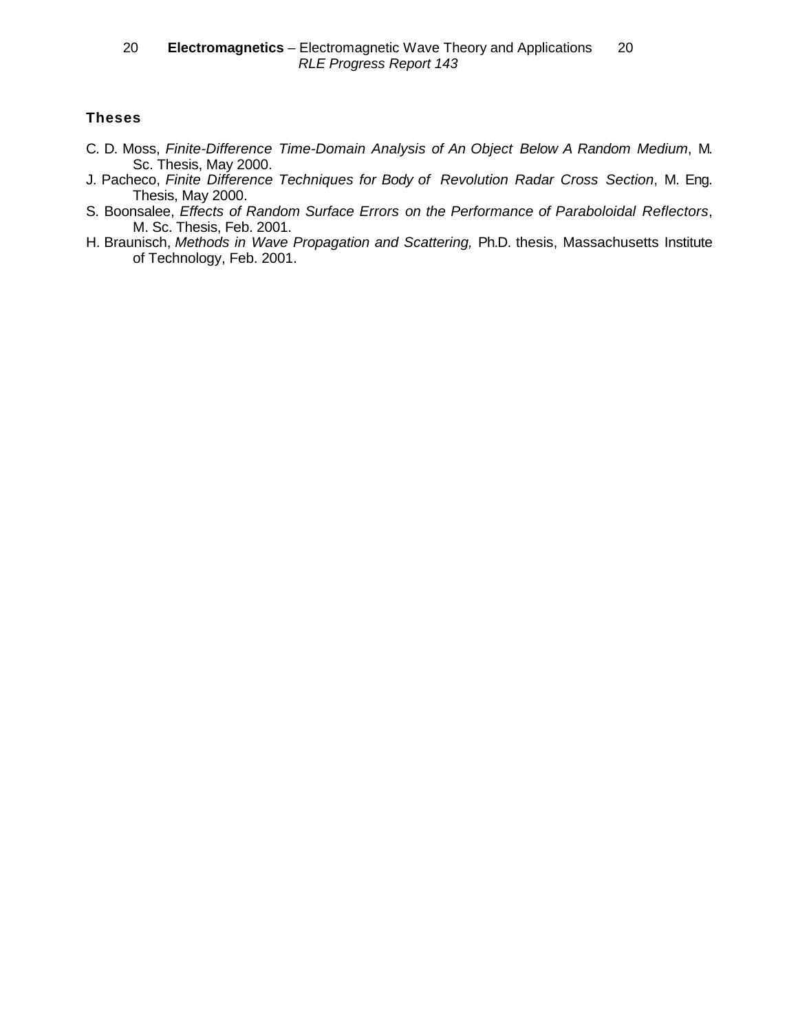### Theses

- C. D. Moss, *Finite-Difference Time-Domain Analysis of An Object Below A Random Medium*, M. Sc. Thesis, May 2000.
- J. Pacheco, *Finite Difference Techniques for Body of Revolution Radar Cross Section*, M. Eng. Thesis, May 2000.
- S. Boonsalee, *Effects of Random Surface Errors on the Performance of Paraboloidal Reflectors*, M. Sc. Thesis, Feb. 2001.
- H. Braunisch, *Methods in Wave Propagation and Scattering,* Ph.D. thesis, Massachusetts Institute of Technology, Feb. 2001.